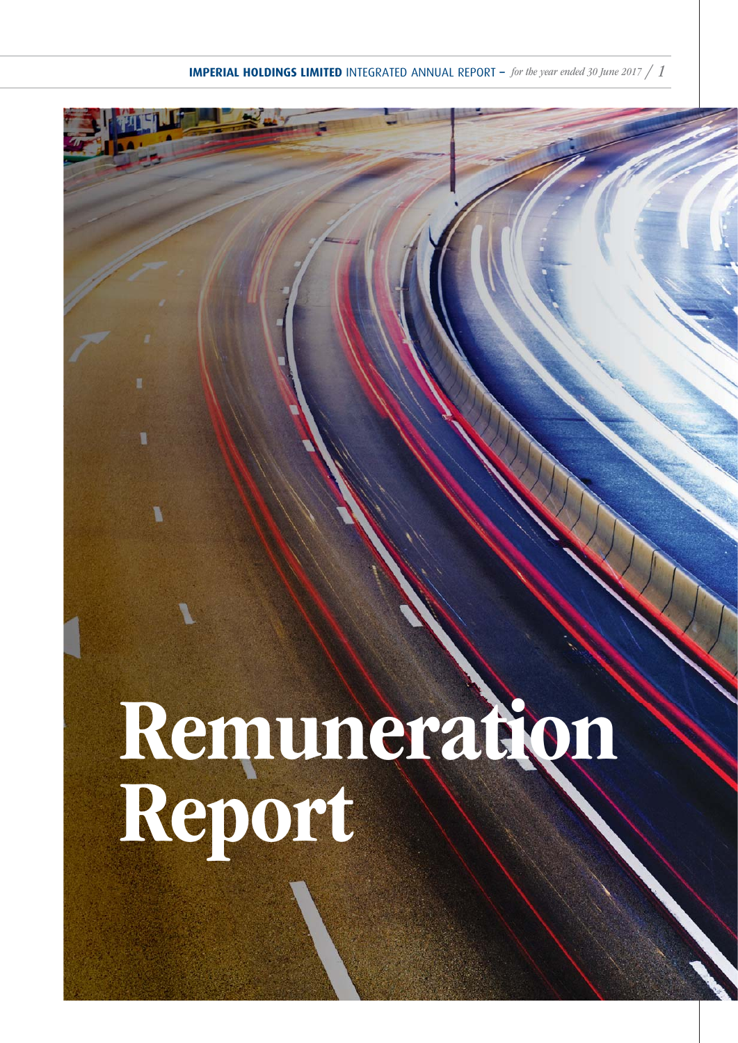# Remuneration Report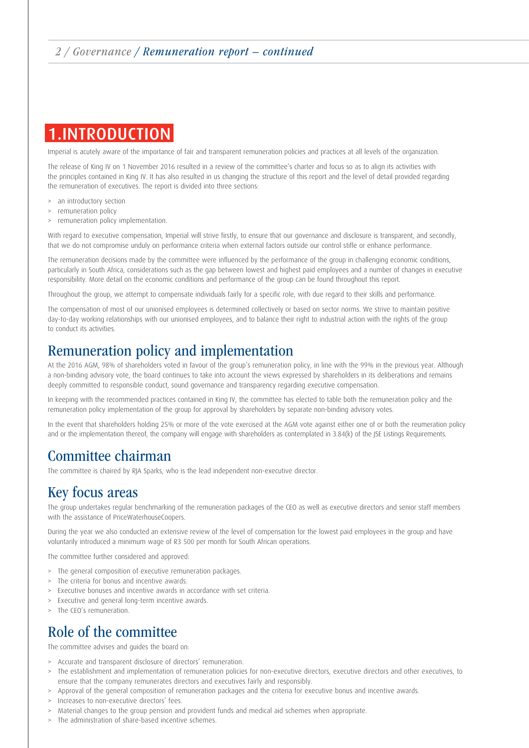# 1. INTRODUCTION

Imperial is acutely aware of the importance of fair and transparent remuneration policies and practices at all levels of the organization.

The release of King IV on 1 November 2016 resulted in a review of the committee's charter and focus so as to align its activities with the principles contained in King IV. It has also resulted in us changing the structure of this report and the level of detail provided regarding the remuneration of executives. The report is divided into three sections:

> an introductory section
> remuneration policy
> remuneration policy implementation.

With regard to executive compensation, Imperial will strive firstly, to ensure that our governance and disclosure is transparent, and secondly, that we do not compromise unduly on performance criteria when external factors outside our control stifle or enhance performance.

The remuneration decisions made by the committee were influenced by the performance of the group in challenging economic conditions, particularly in South Africa, considerations such as the gap between lowest and highest paid employees and a number of changes in executive responsibility. More detail on the economic conditions and performance of the group can be found throughout this report.

Throughout the group, we attempt to compensate individuals fairly for a specific role, with due regard to their skills and performance.

The compensation of most of our unionised employees is determined collectively or based on sector norms. We strive to maintain positive day-to-day working relationships with our unionised employees, and to balance their right to industrial action with the rights of the group to conduct its activities.

## Remuneration policy and implementation

At the 2016 AGM, 98% of shareholders voted in favour of the group's remuneration policy, in line with the 99% in the previous year. Although a non-binding advisory vote, the board continues to take into account the views expressed by shareholders in its deliberations and remains deeply committed to responsible conduct, sound governance and transparency regarding executive compensation.

In keeping with the recommended practices contained in King IV, the committee has elected to table both the remuneration policy and the remuneration policy implementation of the group for approval by shareholders by separate non-binding advisory votes.

In the event that shareholders holding 25% or more of the vote exercised at the AGM vote against either one of or both the reumeration policy and or the implementation thereof, the company will engage with shareholders as contemplated in 3.84(k) of the JSE Listings Requirements.

## Committee chairman

The committee is chaired by RJA Sparks, who is the lead independent non-executive director.

## Key focus areas

The group undertakes regular benchmarking of the remuneration packages of the CEO as well as executive directors and senior staff members with the assistance of PriceWaterhouseCoopers.

During the year we also conducted an extensive review of the level of compensation for the lowest paid employees in the group and have voluntarily introduced a minimum wage of R3 500 per month for South African operations.

The committee further considered and approved:

> The general composition of executive remuneration packages.
> The criteria for bonus and incentive awards.
> Executive bonuses and incentive awards in accordance with set criteria.
> Executive and general long-term incentive awards.
> The CEO's remuneration.

## Role of the committee

The committee advises and guides the board on:

> Accurate and transparent disclosure of directors' remuneration.
> The establishment and implementation of remuneration policies for non-executive directors, executive directors and other executives, to ensure that the company remunerates directors and executives fairly and responsibly.
> Approval of the general composition of remuneration packages and the criteria for executive bonus and incentive awards.
> Increases to non-executive directors' fees.
> Material changes to the group pension and provident funds and medical aid schemes when appropriate.
> The administration of share-based incentive schemes.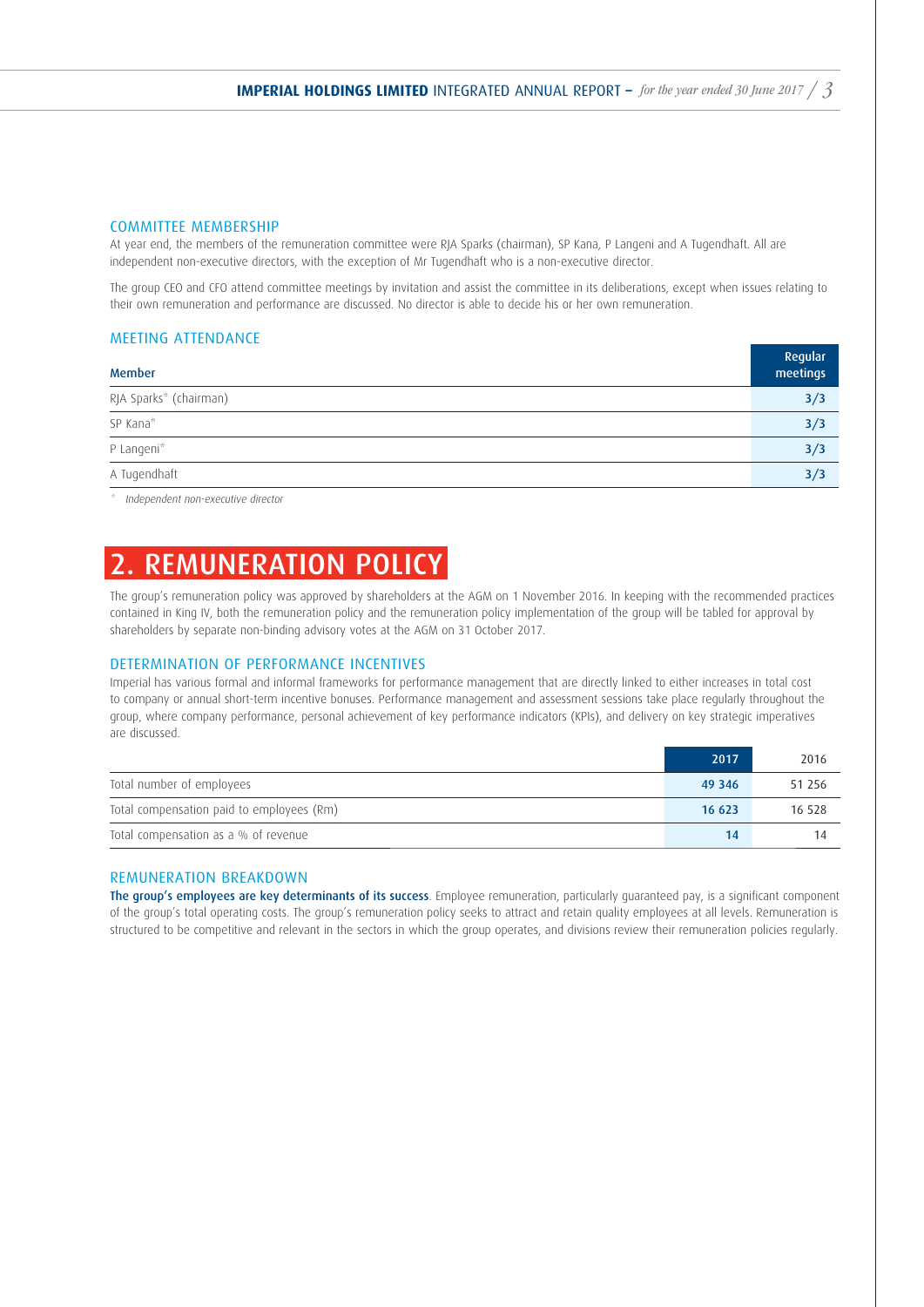### COMMITTEE MEMBERSHIP

At year end, the members of the remuneration committee were RJA Sparks (chairman), SP Kana, P Langeni and A Tugendhaft. All are independent non-executive directors, with the exception of Mr Tugendhaft who is a non-executive director.

The group CEO and CFO attend committee meetings by invitation and assist the committee in its deliberations, except when issues relating to their own remuneration and performance are discussed. No director is able to decide his or her own remuneration.

### MEETING ATTENDANCE

| Member | Regular meetings |
|---|---|
| RJA Sparks* (chairman) | 3/3 |
| SP Kana* | 3/3 |
| P Langeni* | 3/3 |
| A Tugendhaft | 3/3 |

\* *Independent non-executive director*

## 2. REMUNERATION POLICY

The group's remuneration policy was approved by shareholders at the AGM on 1 November 2016. In keeping with the recommended practices contained in King IV, both the remuneration policy and the remuneration policy implementation of the group will be tabled for approval by shareholders by separate non-binding advisory votes at the AGM on 31 October 2017.

### DETERMINATION OF PERFORMANCE INCENTIVES

Imperial has various formal and informal frameworks for performance management that are directly linked to either increases in total cost to company or annual short-term incentive bonuses. Performance management and assessment sessions take place regularly throughout the group, where company performance, personal achievement of key performance indicators (KPIs), and delivery on key strategic imperatives are discussed.

| | 2017 | 2016 |
|---|---|---|
| Total number of employees | 49 346 | 51 256 |
| Total compensation paid to employees (Rm) | 16 623 | 16 528 |
| Total compensation as a % of revenue | 14 | 14 |

### REMUNERATION BREAKDOWN

**The group's employees are key determinants of its success**. Employee remuneration, particularly guaranteed pay, is a significant component of the group's total operating costs. The group's remuneration policy seeks to attract and retain quality employees at all levels. Remuneration is structured to be competitive and relevant in the sectors in which the group operates, and divisions review their remuneration policies regularly.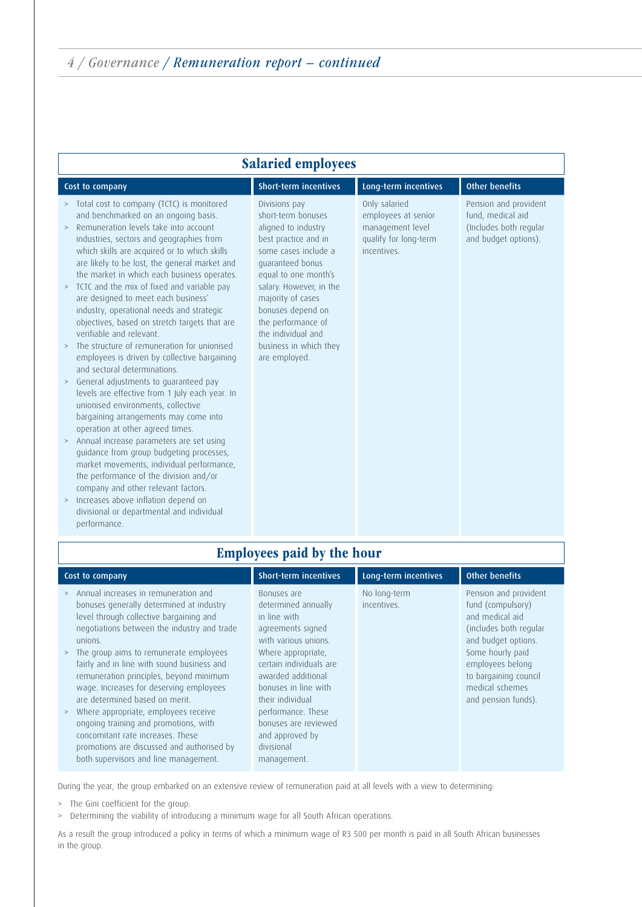## Salaried employees

| Cost to company | Short-term incentives | Long-term incentives | Other benefits |
|---|---|---|---|
| > Total cost to company (TCTC) is monitored and benchmarked on an ongoing basis.<br>> Remuneration levels take into account industries, sectors and geographies from which skills are acquired or to which skills are likely to be lost, the general market and the market in which each business operates.<br>> TCTC and the mix of fixed and variable pay are designed to meet each business' industry, operational needs and strategic objectives, based on stretch targets that are verifiable and relevant.<br>> The structure of remuneration for unionised employees is driven by collective bargaining and sectoral determinations.<br>> General adjustments to guaranteed pay levels are effective from 1 July each year. In unionised environments, collective bargaining arrangements may come into operation at other agreed times.<br>> Annual increase parameters are set using guidance from group budgeting processes, market movements, individual performance, the performance of the division and/or company and other relevant factors.<br>> Increases above inflation depend on divisional or departmental and individual performance. | Divisions pay short-term bonuses aligned to industry best practice and in some cases include a guaranteed bonus equal to one month's salary. However, in the majority of cases bonuses depend on the performance of the individual and business in which they are employed. | Only salaried employees at senior management level qualify for long-term incentives. | Pension and provident fund, medical aid (Includes both regular and budget options). |

## Employees paid by the hour

| Cost to company | Short-term incentives | Long-term incentives | Other benefits |
|---|---|---|---|
| > Annual increases in remuneration and bonuses generally determined at industry level through collective bargaining and negotiations between the industry and trade unions.<br>> The group aims to remunerate employees fairly and in line with sound business and remuneration principles, beyond minimum wage. Increases for deserving employees are determined based on merit.<br>> Where appropriate, employees receive ongoing training and promotions, with concomitant rate increases. These promotions are discussed and authorised by both supervisors and line management. | Bonuses are determined annually in line with agreements signed with various unions. Where appropriate, certain individuals are awarded additional bonuses in line with their individual performance. These bonuses are reviewed and approved by divisional management. | No long-term incentives. | Pension and provident fund (compulsory) and medical aid (includes both regular and budget options. Some hourly paid employees belong to bargaining council medical schemes and pension funds). |

During the year, the group embarked on an extensive review of remuneration paid at all levels with a view to determining:

> The Gini coefficient for the group.

> Determining the viability of introducing a minimum wage for all South African operations.

As a result the group introduced a policy in terms of which a minimum wage of R3 500 per month is paid in all South African businesses in the group.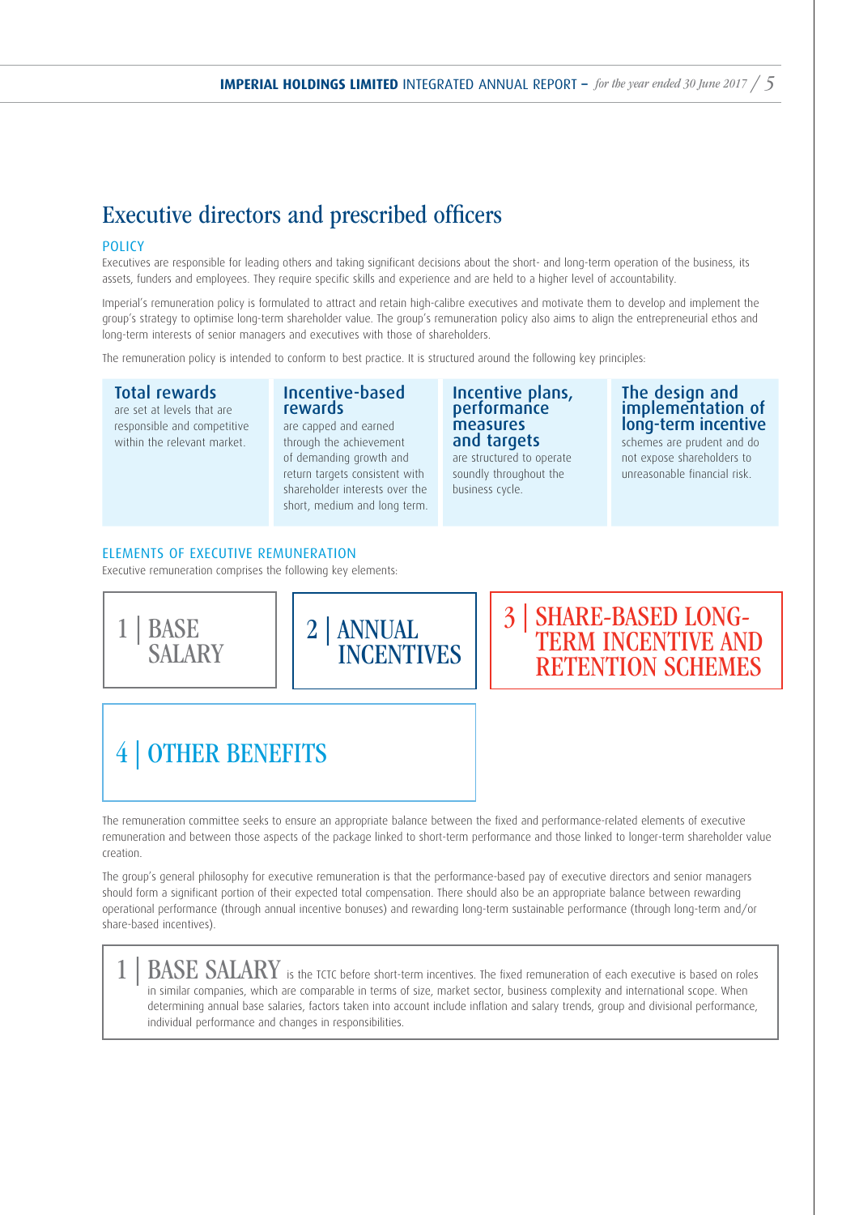# Executive directors and prescribed officers

## POLICY

Executives are responsible for leading others and taking significant decisions about the short- and long-term operation of the business, its assets, funders and employees. They require specific skills and experience and are held to a higher level of accountability.

Imperial's remuneration policy is formulated to attract and retain high-calibre executives and motivate them to develop and implement the group's strategy to optimise long-term shareholder value. The group's remuneration policy also aims to align the entrepreneurial ethos and long-term interests of senior managers and executives with those of shareholders.

The remuneration policy is intended to conform to best practice. It is structured around the following key principles:

**Total rewards** are set at levels that are responsible and competitive within the relevant market.

**Incentive-based rewards** are capped and earned through the achievement of demanding growth and return targets consistent with shareholder interests over the short, medium and long term.

**Incentive plans, performance measures and targets** are structured to operate soundly throughout the business cycle.

**The design and implementation of long-term incentive** schemes are prudent and do not expose shareholders to unreasonable financial risk.

## ELEMENTS OF EXECUTIVE REMUNERATION

Executive remuneration comprises the following key elements:

1 | BASE SALARY

2 | ANNUAL INCENTIVES

3 | SHARE-BASED LONG-TERM INCENTIVE AND RETENTION SCHEMES

4 | OTHER BENEFITS

The remuneration committee seeks to ensure an appropriate balance between the fixed and performance-related elements of executive remuneration and between those aspects of the package linked to short-term performance and those linked to longer-term shareholder value creation.

The group's general philosophy for executive remuneration is that the performance-based pay of executive directors and senior managers should form a significant portion of their expected total compensation. There should also be an appropriate balance between rewarding operational performance (through annual incentive bonuses) and rewarding long-term sustainable performance (through long-term and/or share-based incentives).

**1 | BASE SALARY** is the TCTC before short-term incentives. The fixed remuneration of each executive is based on roles in similar companies, which are comparable in terms of size, market sector, business complexity and international scope. When determining annual base salaries, factors taken into account include inflation and salary trends, group and divisional performance, individual performance and changes in responsibilities.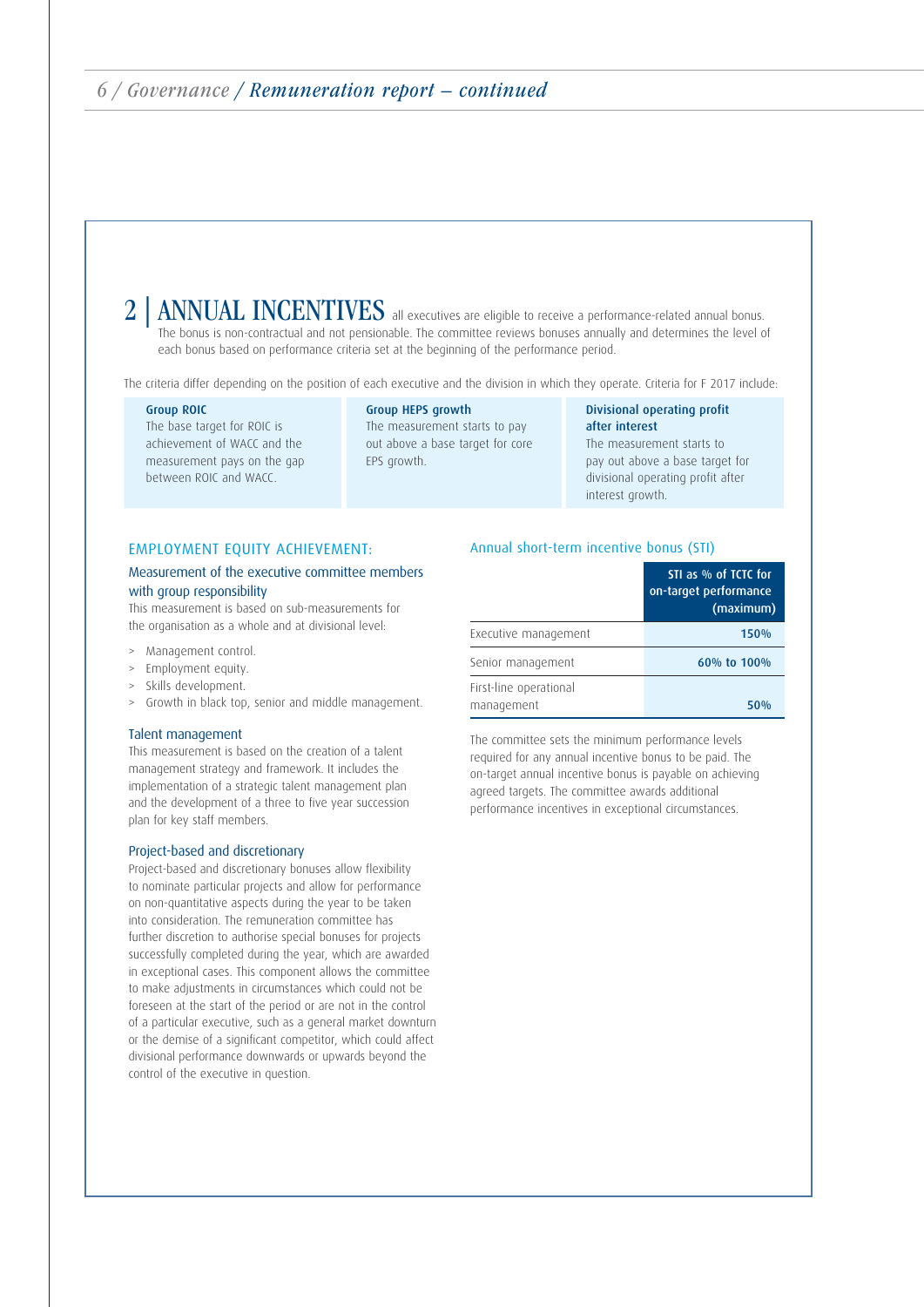## 2 | ANNUAL INCENTIVES

all executives are eligible to receive a performance-related annual bonus. The bonus is non-contractual and not pensionable. The committee reviews bonuses annually and determines the level of each bonus based on performance criteria set at the beginning of the performance period.

The criteria differ depending on the position of each executive and the division in which they operate. Criteria for F 2017 include:

**Group ROIC**
The base target for ROIC is achievement of WACC and the measurement pays on the gap between ROIC and WACC.

**Group HEPS growth**
The measurement starts to pay out above a base target for core EPS growth.

**Divisional operating profit after interest**
The measurement starts to pay out above a base target for divisional operating profit after interest growth.

### EMPLOYMENT EQUITY ACHIEVEMENT:

#### Measurement of the executive committee members with group responsibility

This measurement is based on sub-measurements for the organisation as a whole and at divisional level:

- Management control.
- Employment equity.
- Skills development.
- Growth in black top, senior and middle management.

#### Talent management

This measurement is based on the creation of a talent management strategy and framework. It includes the implementation of a strategic talent management plan and the development of a three to five year succession plan for key staff members.

#### Project-based and discretionary

Project-based and discretionary bonuses allow flexibility to nominate particular projects and allow for performance on non-quantitative aspects during the year to be taken into consideration. The remuneration committee has further discretion to authorise special bonuses for projects successfully completed during the year, which are awarded in exceptional cases. This component allows the committee to make adjustments in circumstances which could not be foreseen at the start of the period or are not in the control of a particular executive, such as a general market downturn or the demise of a significant competitor, which could affect divisional performance downwards or upwards beyond the control of the executive in question.

### Annual short-term incentive bonus (STI)

| | STI as % of TCTC for on-target performance (maximum) |
|---|---|
| Executive management | 150% |
| Senior management | 60% to 100% |
| First-line operational management | 50% |

The committee sets the minimum performance levels required for any annual incentive bonus to be paid. The on-target annual incentive bonus is payable on achieving agreed targets. The committee awards additional performance incentives in exceptional circumstances.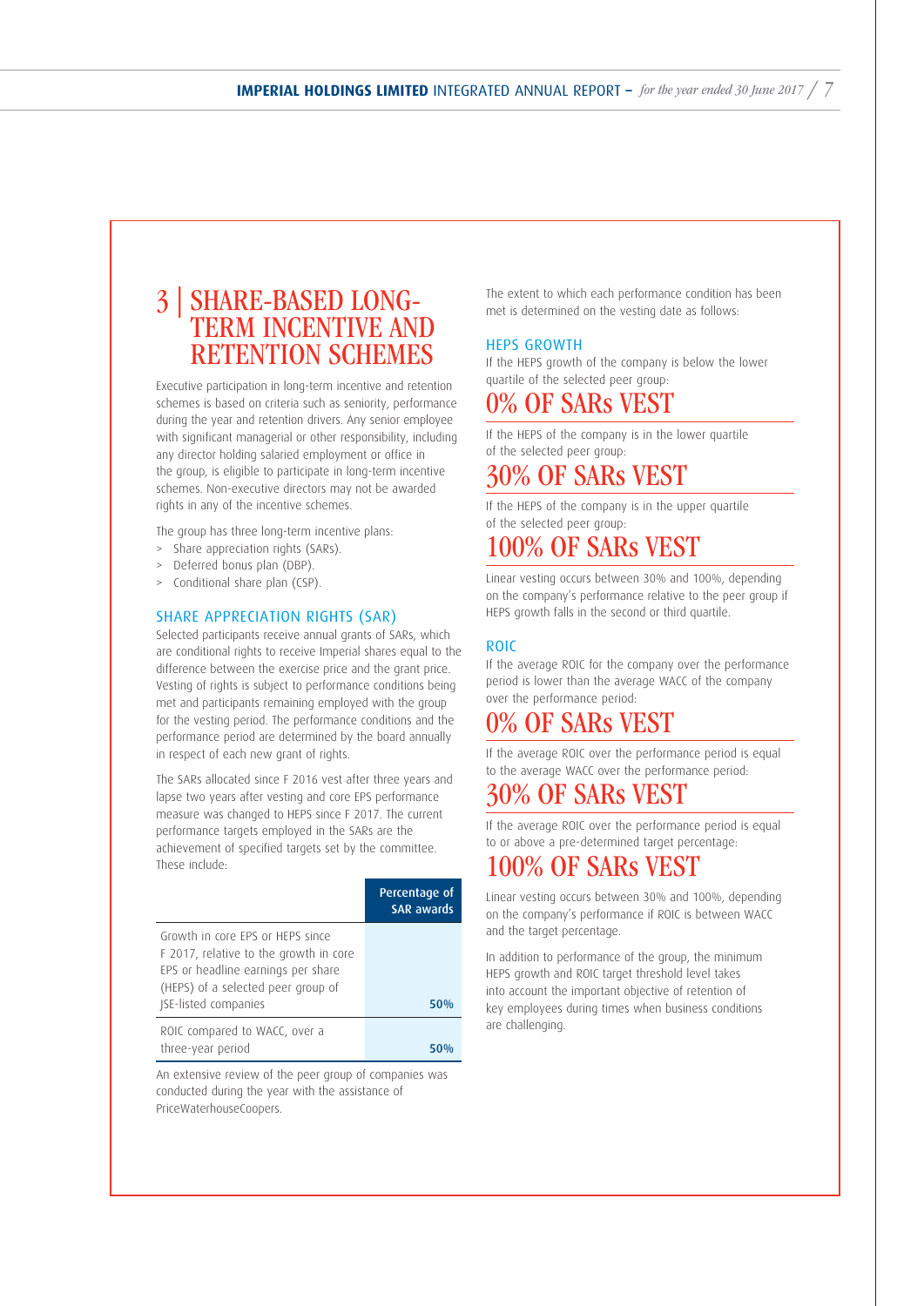## 3 | SHARE-BASED LONG-TERM INCENTIVE AND RETENTION SCHEMES

Executive participation in long-term incentive and retention schemes is based on criteria such as seniority, performance during the year and retention drivers. Any senior employee with significant managerial or other responsibility, including any director holding salaried employment or office in the group, is eligible to participate in long-term incentive schemes. Non-executive directors may not be awarded rights in any of the incentive schemes.

The group has three long-term incentive plans:

- Share appreciation rights (SARs).
- Deferred bonus plan (DBP).
- Conditional share plan (CSP).

### SHARE APPRECIATION RIGHTS (SAR)

Selected participants receive annual grants of SARs, which are conditional rights to receive Imperial shares equal to the difference between the exercise price and the grant price. Vesting of rights is subject to performance conditions being met and participants remaining employed with the group for the vesting period. The performance conditions and the performance period are determined by the board annually in respect of each new grant of rights.

The SARs allocated since F 2016 vest after three years and lapse two years after vesting and core EPS performance measure was changed to HEPS since F 2017. The current performance targets employed in the SARs are the achievement of specified targets set by the committee. These include:

| | Percentage of SAR awards |
|---|---|
| Growth in core EPS or HEPS since F 2017, relative to the growth in core EPS or headline earnings per share (HEPS) of a selected peer group of JSE-listed companies | 50% |
| ROIC compared to WACC, over a three-year period | 50% |

An extensive review of the peer group of companies was conducted during the year with the assistance of PriceWaterhouseCoopers.

The extent to which each performance condition has been met is determined on the vesting date as follows:

### HEPS GROWTH

If the HEPS growth of the company is below the lower quartile of the selected peer group:

**0% OF SARs VEST**

If the HEPS of the company is in the lower quartile of the selected peer group:

**30% OF SARs VEST**

If the HEPS of the company is in the upper quartile of the selected peer group:

**100% OF SARs VEST**

Linear vesting occurs between 30% and 100%, depending on the company's performance relative to the peer group if HEPS growth falls in the second or third quartile.

### ROIC

If the average ROIC for the company over the performance period is lower than the average WACC of the company over the performance period:

**0% OF SARs VEST**

If the average ROIC over the performance period is equal to the average WACC over the performance period:

**30% OF SARs VEST**

If the average ROIC over the performance period is equal to or above a pre-determined target percentage:

**100% OF SARs VEST**

Linear vesting occurs between 30% and 100%, depending on the company's performance if ROIC is between WACC and the target percentage.

In addition to performance of the group, the minimum HEPS growth and ROIC target threshold level takes into account the important objective of retention of key employees during times when business conditions are challenging.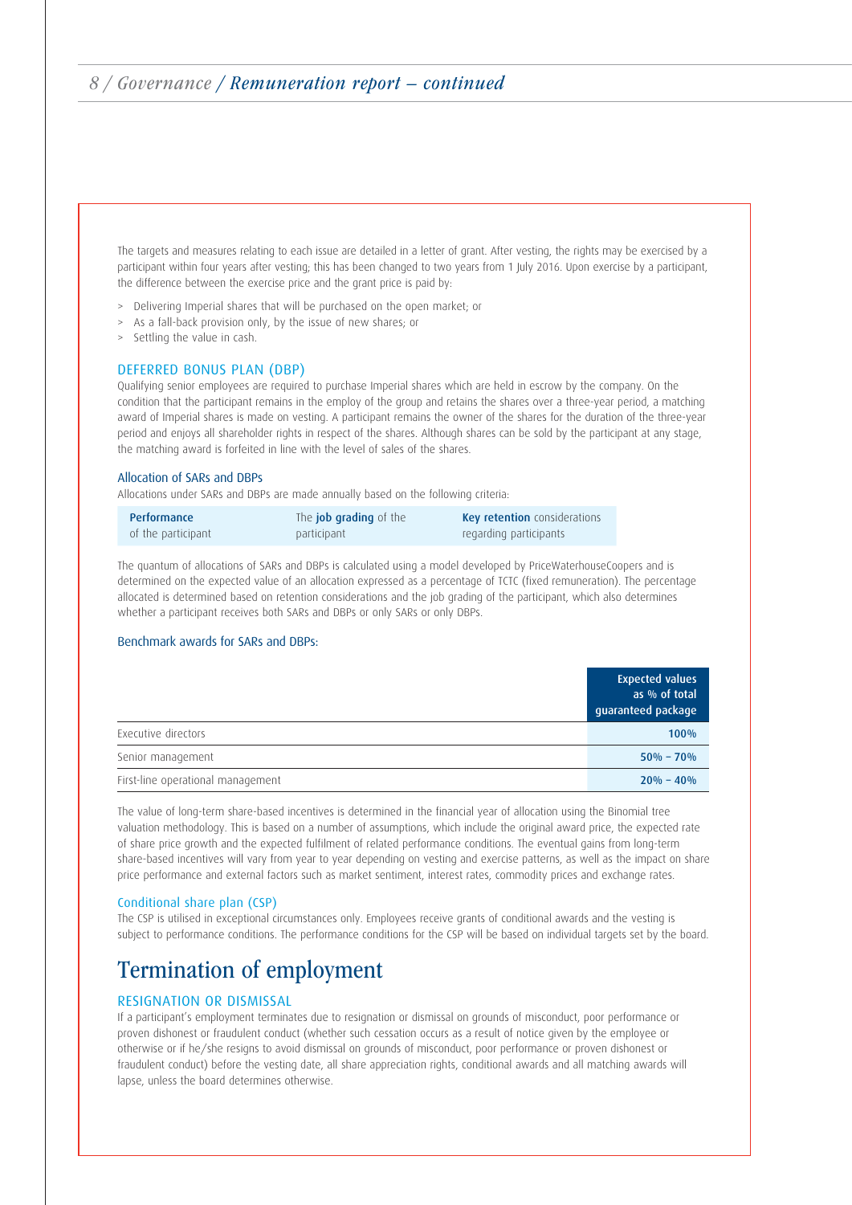The targets and measures relating to each issue are detailed in a letter of grant. After vesting, the rights may be exercised by a participant within four years after vesting; this has been changed to two years from 1 July 2016. Upon exercise by a participant, the difference between the exercise price and the grant price is paid by:

> Delivering Imperial shares that will be purchased on the open market; or
> As a fall-back provision only, by the issue of new shares; or
> Settling the value in cash.

### DEFERRED BONUS PLAN (DBP)

Qualifying senior employees are required to purchase Imperial shares which are held in escrow by the company. On the condition that the participant remains in the employ of the group and retains the shares over a three-year period, a matching award of Imperial shares is made on vesting. A participant remains the owner of the shares for the duration of the three-year period and enjoys all shareholder rights in respect of the shares. Although shares can be sold by the participant at any stage, the matching award is forfeited in line with the level of sales of the shares.

#### Allocation of SARs and DBPs

Allocations under SARs and DBPs are made annually based on the following criteria:

| **Performance** of the participant | The **job grading** of the participant | **Key retention** considerations regarding participants |
|---|---|---|

The quantum of allocations of SARs and DBPs is calculated using a model developed by PriceWaterhouseCoopers and is determined on the expected value of an allocation expressed as a percentage of TCTC (fixed remuneration). The percentage allocated is determined based on retention considerations and the job grading of the participant, which also determines whether a participant receives both SARs and DBPs or only SARs or only DBPs.

#### Benchmark awards for SARs and DBPs:

| | Expected values as % of total guaranteed package |
|---|---|
| Executive directors | 100% |
| Senior management | 50% – 70% |
| First-line operational management | 20% – 40% |

The value of long-term share-based incentives is determined in the financial year of allocation using the Binomial tree valuation methodology. This is based on a number of assumptions, which include the original award price, the expected rate of share price growth and the expected fulfilment of related performance conditions. The eventual gains from long-term share-based incentives will vary from year to year depending on vesting and exercise patterns, as well as the impact on share price performance and external factors such as market sentiment, interest rates, commodity prices and exchange rates.

#### Conditional share plan (CSP)

The CSP is utilised in exceptional circumstances only. Employees receive grants of conditional awards and the vesting is subject to performance conditions. The performance conditions for the CSP will be based on individual targets set by the board.

## Termination of employment

### RESIGNATION OR DISMISSAL

If a participant's employment terminates due to resignation or dismissal on grounds of misconduct, poor performance or proven dishonest or fraudulent conduct (whether such cessation occurs as a result of notice given by the employee or otherwise or if he/she resigns to avoid dismissal on grounds of misconduct, poor performance or proven dishonest or fraudulent conduct) before the vesting date, all share appreciation rights, conditional awards and all matching awards will lapse, unless the board determines otherwise.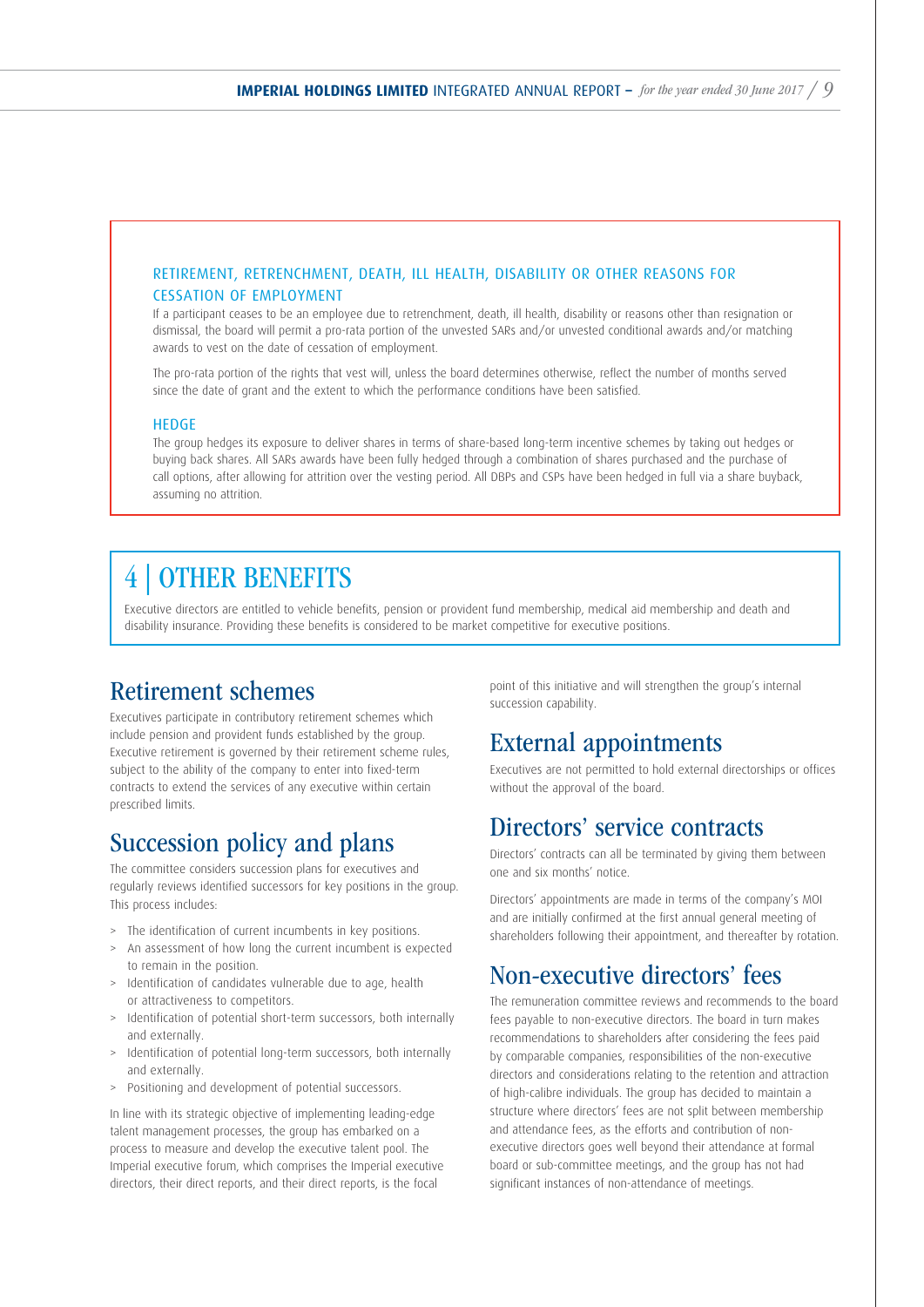### RETIREMENT, RETRENCHMENT, DEATH, ILL HEALTH, DISABILITY OR OTHER REASONS FOR CESSATION OF EMPLOYMENT

If a participant ceases to be an employee due to retrenchment, death, ill health, disability or reasons other than resignation or dismissal, the board will permit a pro-rata portion of the unvested SARs and/or unvested conditional awards and/or matching awards to vest on the date of cessation of employment.

The pro-rata portion of the rights that vest will, unless the board determines otherwise, reflect the number of months served since the date of grant and the extent to which the performance conditions have been satisfied.

### HEDGE

The group hedges its exposure to deliver shares in terms of share-based long-term incentive schemes by taking out hedges or buying back shares. All SARs awards have been fully hedged through a combination of shares purchased and the purchase of call options, after allowing for attrition over the vesting period. All DBPs and CSPs have been hedged in full via a share buyback, assuming no attrition.

# 4 | OTHER BENEFITS

Executive directors are entitled to vehicle benefits, pension or provident fund membership, medical aid membership and death and disability insurance. Providing these benefits is considered to be market competitive for executive positions.

## Retirement schemes

Executives participate in contributory retirement schemes which include pension and provident funds established by the group. Executive retirement is governed by their retirement scheme rules, subject to the ability of the company to enter into fixed-term contracts to extend the services of any executive within certain prescribed limits.

## Succession policy and plans

The committee considers succession plans for executives and regularly reviews identified successors for key positions in the group. This process includes:

> The identification of current incumbents in key positions.
> An assessment of how long the current incumbent is expected to remain in the position.
> Identification of candidates vulnerable due to age, health or attractiveness to competitors.
> Identification of potential short-term successors, both internally and externally.
> Identification of potential long-term successors, both internally and externally.
> Positioning and development of potential successors.

In line with its strategic objective of implementing leading-edge talent management processes, the group has embarked on a process to measure and develop the executive talent pool. The Imperial executive forum, which comprises the Imperial executive directors, their direct reports, and their direct reports, is the focal point of this initiative and will strengthen the group's internal succession capability.

## External appointments

Executives are not permitted to hold external directorships or offices without the approval of the board.

## Directors' service contracts

Directors' contracts can all be terminated by giving them between one and six months' notice.

Directors' appointments are made in terms of the company's MOI and are initially confirmed at the first annual general meeting of shareholders following their appointment, and thereafter by rotation.

## Non-executive directors' fees

The remuneration committee reviews and recommends to the board fees payable to non-executive directors. The board in turn makes recommendations to shareholders after considering the fees paid by comparable companies, responsibilities of the non-executive directors and considerations relating to the retention and attraction of high-calibre individuals. The group has decided to maintain a structure where directors' fees are not split between membership and attendance fees, as the efforts and contribution of non-executive directors goes well beyond their attendance at formal board or sub-committee meetings, and the group has not had significant instances of non-attendance of meetings.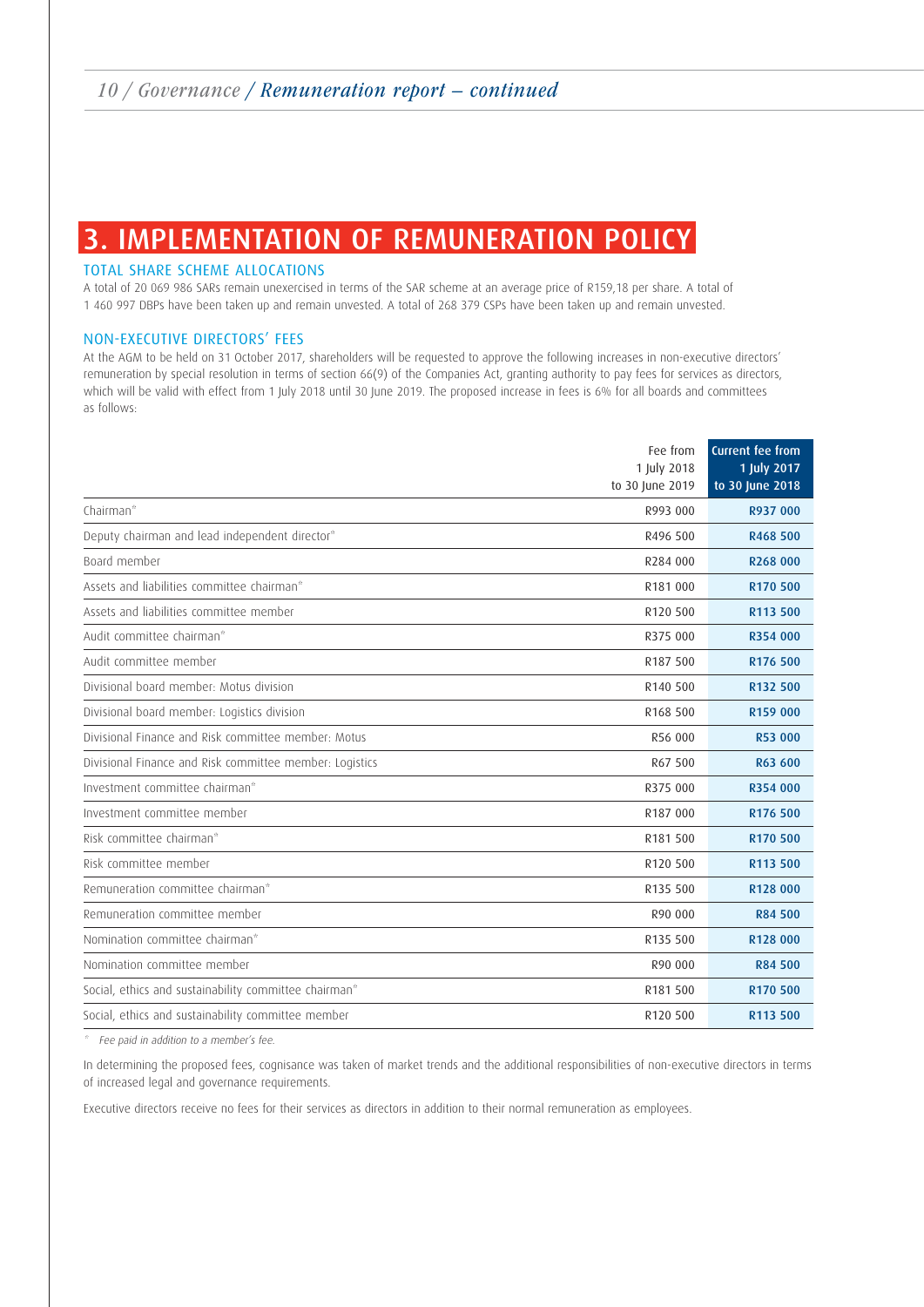# 3. IMPLEMENTATION OF REMUNERATION POLICY

## TOTAL SHARE SCHEME ALLOCATIONS

A total of 20 069 986 SARs remain unexercised in terms of the SAR scheme at an average price of R159,18 per share. A total of 1 460 997 DBPs have been taken up and remain unvested. A total of 268 379 CSPs have been taken up and remain unvested.

## NON-EXECUTIVE DIRECTORS' FEES

At the AGM to be held on 31 October 2017, shareholders will be requested to approve the following increases in non-executive directors' remuneration by special resolution in terms of section 66(9) of the Companies Act, granting authority to pay fees for services as directors, which will be valid with effect from 1 July 2018 until 30 June 2019. The proposed increase in fees is 6% for all boards and committees as follows:

| | Fee from 1 July 2018 to 30 June 2019 | **Current fee from 1 July 2017 to 30 June 2018** |
|---|---|---|
| Chairman* | R993 000 | **R937 000** |
| Deputy chairman and lead independent director* | R496 500 | **R468 500** |
| Board member | R284 000 | **R268 000** |
| Assets and liabilities committee chairman* | R181 000 | **R170 500** |
| Assets and liabilities committee member | R120 500 | **R113 500** |
| Audit committee chairman* | R375 000 | **R354 000** |
| Audit committee member | R187 500 | **R176 500** |
| Divisional board member: Motus division | R140 500 | **R132 500** |
| Divisional board member: Logistics division | R168 500 | **R159 000** |
| Divisional Finance and Risk committee member: Motus | R56 000 | **R53 000** |
| Divisional Finance and Risk committee member: Logistics | R67 500 | **R63 600** |
| Investment committee chairman* | R375 000 | **R354 000** |
| Investment committee member | R187 000 | **R176 500** |
| Risk committee chairman* | R181 500 | **R170 500** |
| Risk committee member | R120 500 | **R113 500** |
| Remuneration committee chairman* | R135 500 | **R128 000** |
| Remuneration committee member | R90 000 | **R84 500** |
| Nomination committee chairman* | R135 500 | **R128 000** |
| Nomination committee member | R90 000 | **R84 500** |
| Social, ethics and sustainability committee chairman* | R181 500 | **R170 500** |
| Social, ethics and sustainability committee member | R120 500 | **R113 500** |

\* *Fee paid in addition to a member's fee.*

In determining the proposed fees, cognisance was taken of market trends and the additional responsibilities of non-executive directors in terms of increased legal and governance requirements.

Executive directors receive no fees for their services as directors in addition to their normal remuneration as employees.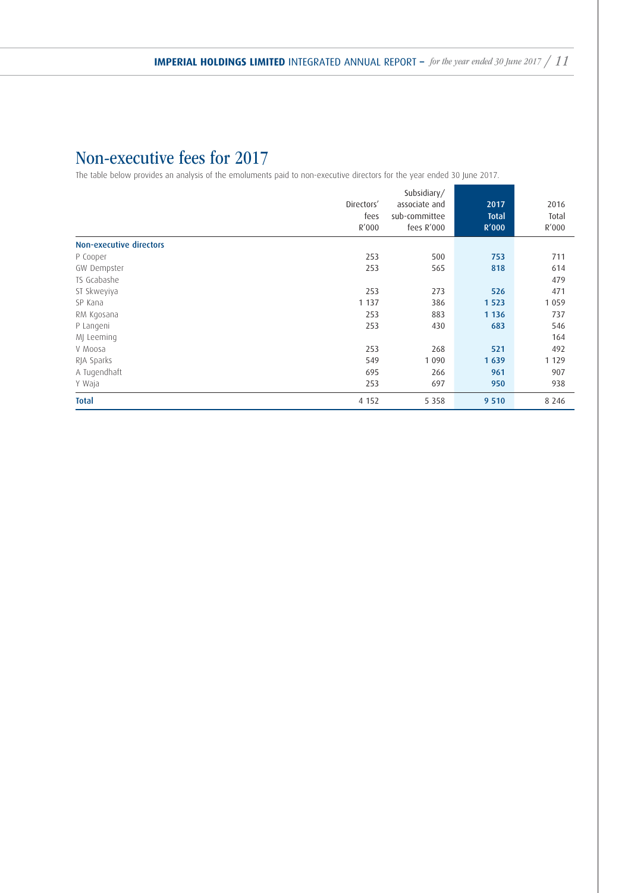## Non-executive fees for 2017

The table below provides an analysis of the emoluments paid to non-executive directors for the year ended 30 June 2017.

| | Directors' fees R'000 | Subsidiary/ associate and sub-committee fees R'000 | 2017 Total R'000 | 2016 Total R'000 |
|---|---|---|---|---|
| **Non-executive directors** | | | | |
| P Cooper | 253 | 500 | **753** | 711 |
| GW Dempster | 253 | 565 | **818** | 614 |
| TS Gcabashe | | | | 479 |
| ST Skweyiya | 253 | 273 | **526** | 471 |
| SP Kana | 1 137 | 386 | **1 523** | 1 059 |
| RM Kgosana | 253 | 883 | **1 136** | 737 |
| P Langeni | 253 | 430 | **683** | 546 |
| MJ Leeming | | | | 164 |
| V Moosa | 253 | 268 | **521** | 492 |
| RJA Sparks | 549 | 1 090 | **1 639** | 1 129 |
| A Tugendhaft | 695 | 266 | **961** | 907 |
| Y Waja | 253 | 697 | **950** | 938 |
| **Total** | 4 152 | 5 358 | **9 510** | 8 246 |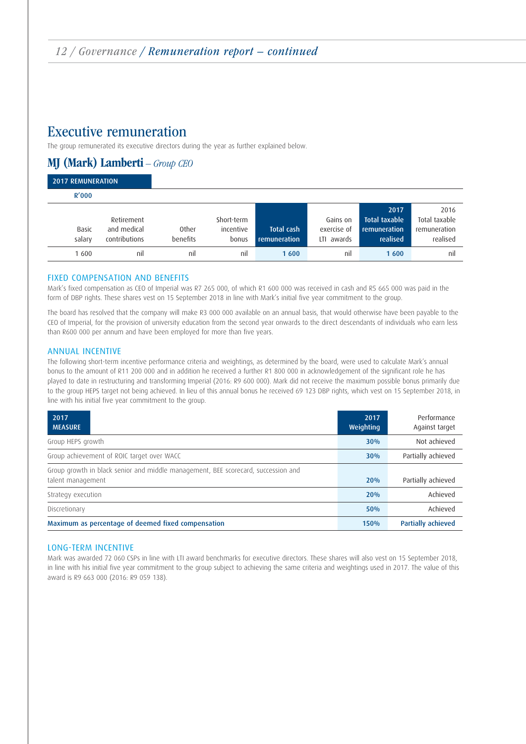# Executive remuneration

The group remunerated its executive directors during the year as further explained below.

## MJ (Mark) Lamberti – *Group CEO*

**2017 REMUNERATION**

R'000

| Basic salary | Retirement and medical contributions | Other benefits | Short-term incentive bonus | Total cash remuneration | Gains on exercise of LTI awards | 2017 Total taxable remuneration realised | 2016 Total taxable remuneration realised |
|---|---|---|---|---|---|---|---|
| 1 600 | nil | nil | nil | **1 600** | nil | **1 600** | nil |

### FIXED COMPENSATION AND BENEFITS

Mark's fixed compensation as CEO of Imperial was R7 265 000, of which R1 600 000 was received in cash and R5 665 000 was paid in the form of DBP rights. These shares vest on 15 September 2018 in line with Mark's initial five year commitment to the group.

The board has resolved that the company will make R3 000 000 available on an annual basis, that would otherwise have been payable to the CEO of Imperial, for the provision of university education from the second year onwards to the direct descendants of individuals who earn less than R600 000 per annum and have been employed for more than five years.

### ANNUAL INCENTIVE

The following short-term incentive performance criteria and weightings, as determined by the board, were used to calculate Mark's annual bonus to the amount of R11 200 000 and in addition he received a further R1 800 000 in acknowledgement of the significant role he has played to date in restructuring and transforming Imperial (2016: R9 600 000). Mark did not receive the maximum possible bonus primarily due to the group HEPS target not being achieved. In lieu of this annual bonus he received 69 123 DBP rights, which vest on 15 September 2018, in line with his initial five year commitment to the group.

| 2017 MEASURE | 2017 Weighting | Performance Against target |
|---|---|---|
| Group HEPS growth | 30% | Not achieved |
| Group achievement of ROIC target over WACC | 30% | Partially achieved |
| Group growth in black senior and middle management, BEE scorecard, succession and talent management | 20% | Partially achieved |
| Strategy execution | 20% | Achieved |
| Discretionary | 50% | Achieved |
| **Maximum as percentage of deemed fixed compensation** | **150%** | **Partially achieved** |

### LONG-TERM INCENTIVE

Mark was awarded 72 060 CSPs in line with LTI award benchmarks for executive directors. These shares will also vest on 15 September 2018, in line with his initial five year commitment to the group subject to achieving the same criteria and weightings used in 2017. The value of this award is R9 663 000 (2016: R9 059 138).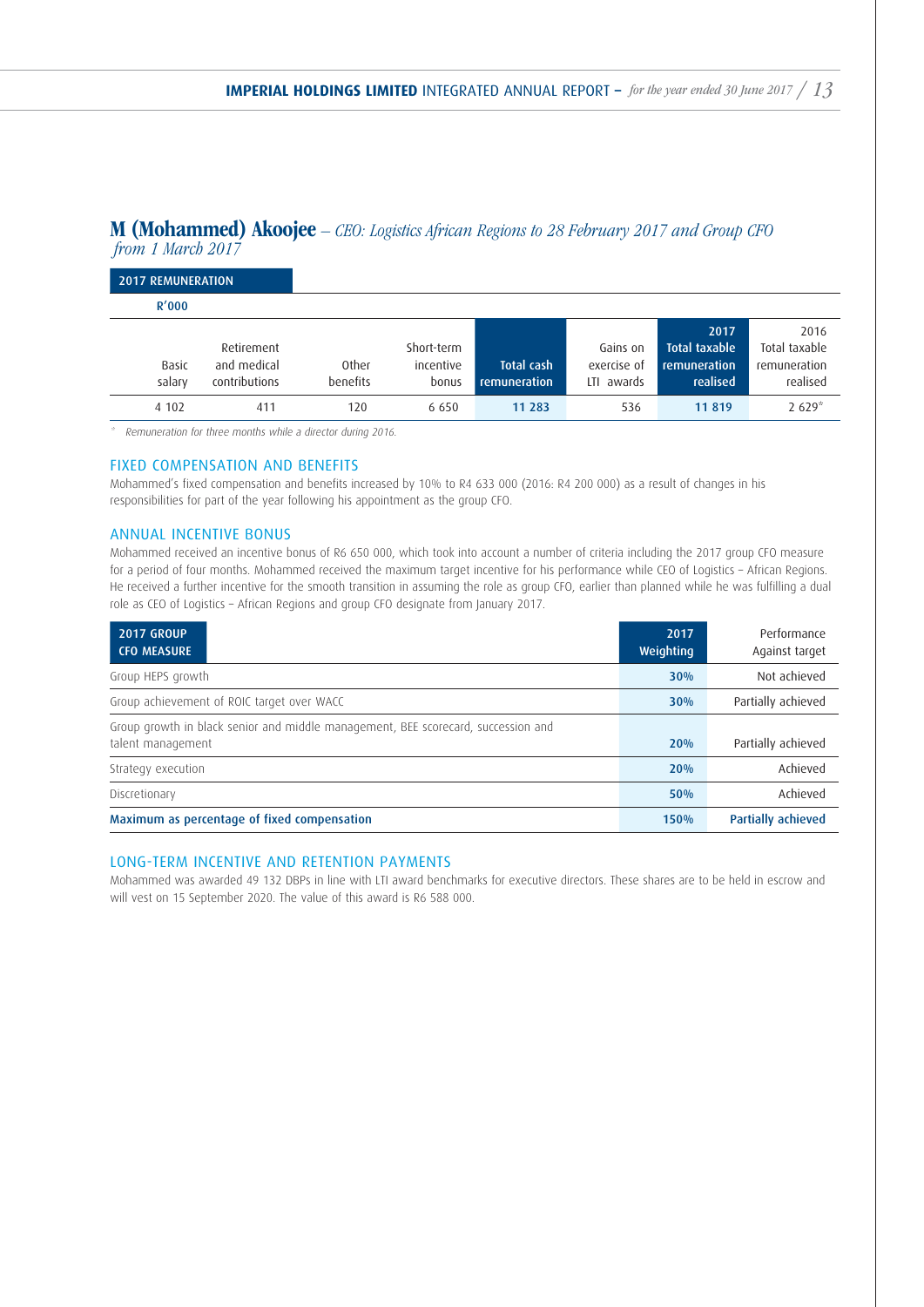## M (Mohammed) Akoojee – *CEO: Logistics African Regions to 28 February 2017 and Group CFO from 1 March 2017*

**2017 REMUNERATION**

**R'000**

| Basic salary | Retirement and medical contributions | Other benefits | Short-term incentive bonus | Total cash remuneration | Gains on exercise of LTI awards | 2017 Total taxable remuneration realised | 2016 Total taxable remuneration realised |
|---|---|---|---|---|---|---|---|
| 4 102 | 411 | 120 | 6 650 | **11 283** | 536 | **11 819** | 2 629* |

\* *Remuneration for three months while a director during 2016.*

### FIXED COMPENSATION AND BENEFITS

Mohammed's fixed compensation and benefits increased by 10% to R4 633 000 (2016: R4 200 000) as a result of changes in his responsibilities for part of the year following his appointment as the group CFO.

### ANNUAL INCENTIVE BONUS

Mohammed received an incentive bonus of R6 650 000, which took into account a number of criteria including the 2017 group CFO measure for a period of four months. Mohammed received the maximum target incentive for his performance while CEO of Logistics – African Regions. He received a further incentive for the smooth transition in assuming the role as group CFO, earlier than planned while he was fulfilling a dual role as CEO of Logistics – African Regions and group CFO designate from January 2017.

| 2017 GROUP CFO MEASURE | 2017 Weighting | Performance Against target |
|---|---|---|
| Group HEPS growth | 30% | Not achieved |
| Group achievement of ROIC target over WACC | 30% | Partially achieved |
| Group growth in black senior and middle management, BEE scorecard, succession and talent management | 20% | Partially achieved |
| Strategy execution | 20% | Achieved |
| Discretionary | 50% | Achieved |
| **Maximum as percentage of fixed compensation** | **150%** | **Partially achieved** |

### LONG-TERM INCENTIVE AND RETENTION PAYMENTS

Mohammed was awarded 49 132 DBPs in line with LTI award benchmarks for executive directors. These shares are to be held in escrow and will vest on 15 September 2020. The value of this award is R6 588 000.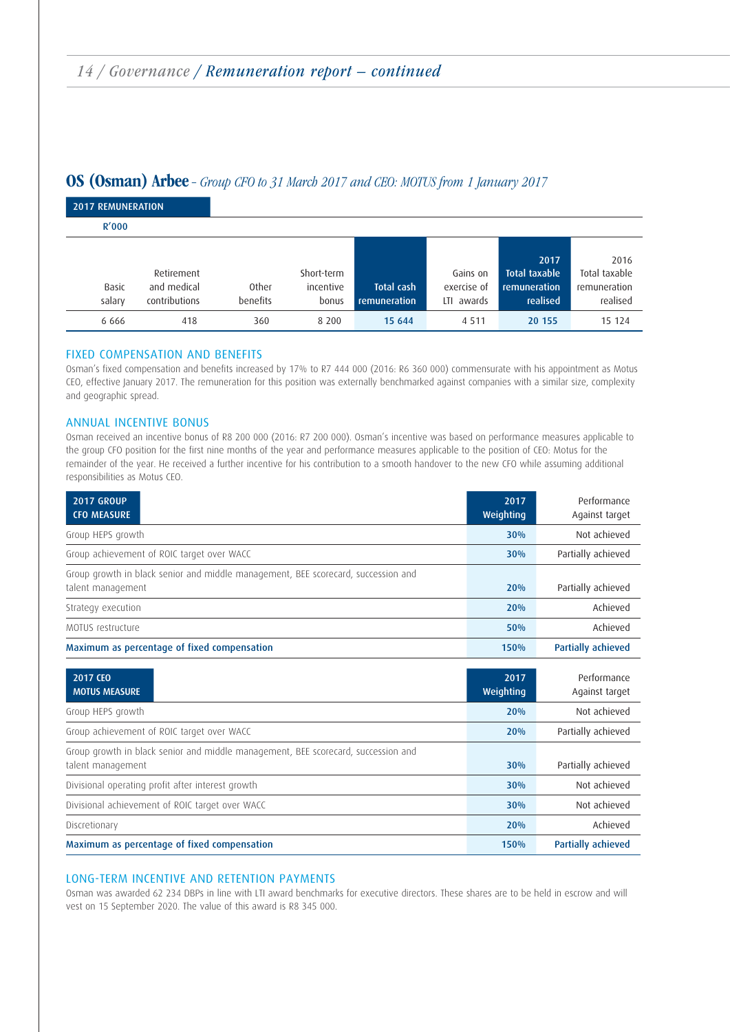## OS (Osman) Arbee – *Group CFO to 31 March 2017 and CEO: MOTUS from 1 January 2017*

**2017 REMUNERATION**

R'000

| Basic salary | Retirement and medical contributions | Other benefits | Short-term incentive bonus | Total cash remuneration | Gains on exercise of LTI awards | 2017 Total taxable remuneration realised | 2016 Total taxable remuneration realised |
|---|---|---|---|---|---|---|---|
| 6 666 | 418 | 360 | 8 200 | **15 644** | 4 511 | **20 155** | 15 124 |

### FIXED COMPENSATION AND BENEFITS

Osman's fixed compensation and benefits increased by 17% to R7 444 000 (2016: R6 360 000) commensurate with his appointment as Motus CEO, effective January 2017. The remuneration for this position was externally benchmarked against companies with a similar size, complexity and geographic spread.

### ANNUAL INCENTIVE BONUS

Osman received an incentive bonus of R8 200 000 (2016: R7 200 000). Osman's incentive was based on performance measures applicable to the group CFO position for the first nine months of the year and performance measures applicable to the position of CEO: Motus for the remainder of the year. He received a further incentive for his contribution to a smooth handover to the new CFO while assuming additional responsibilities as Motus CEO.

| 2017 GROUP CFO MEASURE | 2017 Weighting | Performance Against target |
|---|---|---|
| Group HEPS growth | 30% | Not achieved |
| Group achievement of ROIC target over WACC | 30% | Partially achieved |
| Group growth in black senior and middle management, BEE scorecard, succession and talent management | 20% | Partially achieved |
| Strategy execution | 20% | Achieved |
| MOTUS restructure | 50% | Achieved |
| **Maximum as percentage of fixed compensation** | **150%** | **Partially achieved** |

| 2017 CEO MOTUS MEASURE | 2017 Weighting | Performance Against target |
|---|---|---|
| Group HEPS growth | 20% | Not achieved |
| Group achievement of ROIC target over WACC | 20% | Partially achieved |
| Group growth in black senior and middle management, BEE scorecard, succession and talent management | 30% | Partially achieved |
| Divisional operating profit after interest growth | 30% | Not achieved |
| Divisional achievement of ROIC target over WACC | 30% | Not achieved |
| Discretionary | 20% | Achieved |
| **Maximum as percentage of fixed compensation** | **150%** | **Partially achieved** |

### LONG-TERM INCENTIVE AND RETENTION PAYMENTS

Osman was awarded 62 234 DBPs in line with LTI award benchmarks for executive directors. These shares are to be held in escrow and will vest on 15 September 2020. The value of this award is R8 345 000.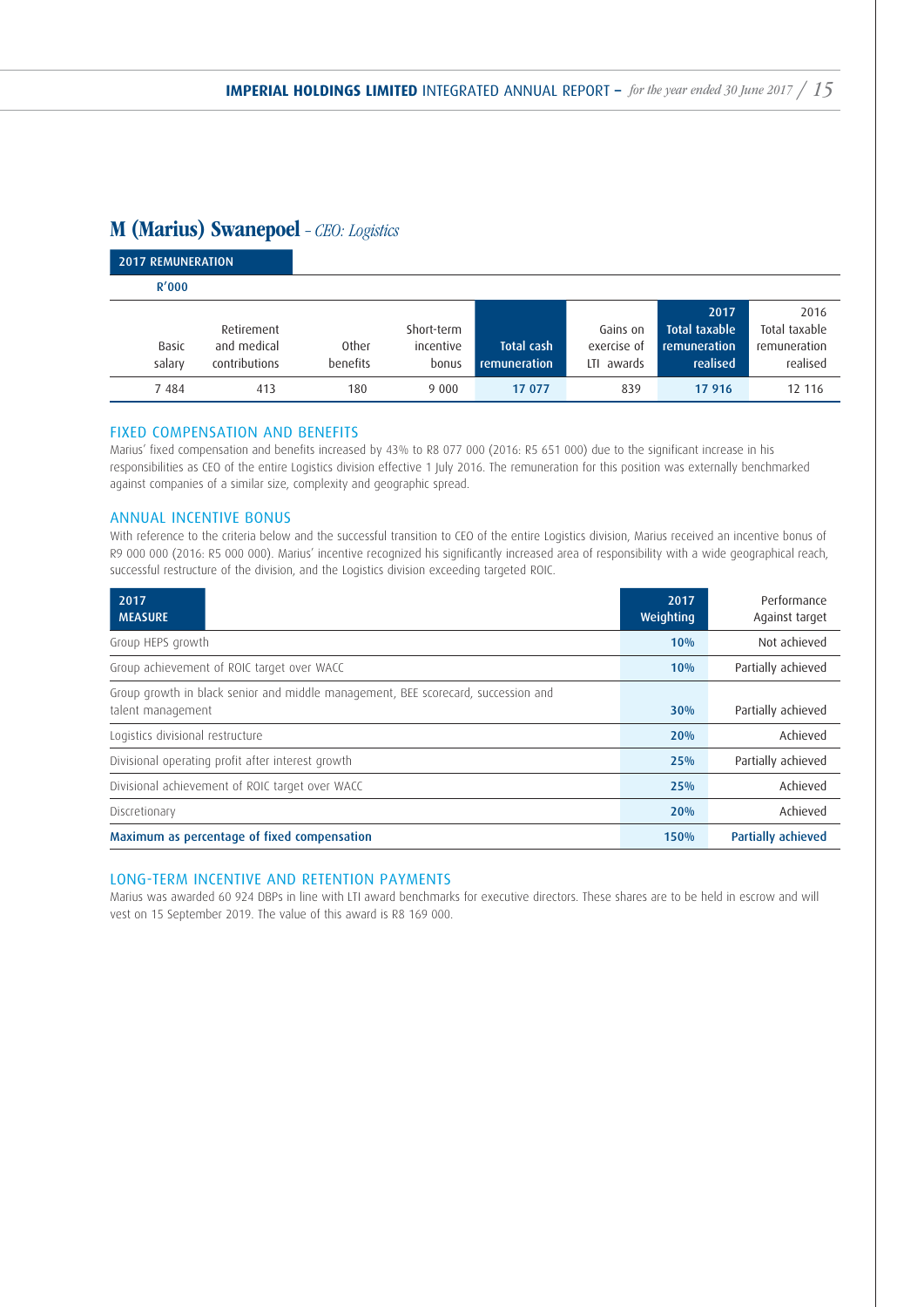## M (Marius) Swanepoel – *CEO: Logistics*

**2017 REMUNERATION**

**R'000**

| Basic salary | Retirement and medical contributions | Other benefits | Short-term incentive bonus | **Total cash remuneration** | Gains on exercise of LTI awards | **2017 Total taxable remuneration realised** | 2016 Total taxable remuneration realised |
|---|---|---|---|---|---|---|---|
| 7 484 | 413 | 180 | 9 000 | **17 077** | 839 | **17 916** | 12 116 |

### FIXED COMPENSATION AND BENEFITS

Marius' fixed compensation and benefits increased by 43% to R8 077 000 (2016: R5 651 000) due to the significant increase in his responsibilities as CEO of the entire Logistics division effective 1 July 2016. The remuneration for this position was externally benchmarked against companies of a similar size, complexity and geographic spread.

### ANNUAL INCENTIVE BONUS

With reference to the criteria below and the successful transition to CEO of the entire Logistics division, Marius received an incentive bonus of R9 000 000 (2016: R5 000 000). Marius' incentive recognized his significantly increased area of responsibility with a wide geographical reach, successful restructure of the division, and the Logistics division exceeding targeted ROIC.

| 2017 MEASURE | 2017 Weighting | Performance Against target |
|---|---|---|
| Group HEPS growth | 10% | Not achieved |
| Group achievement of ROIC target over WACC | 10% | Partially achieved |
| Group growth in black senior and middle management, BEE scorecard, succession and talent management | 30% | Partially achieved |
| Logistics divisional restructure | 20% | Achieved |
| Divisional operating profit after interest growth | 25% | Partially achieved |
| Divisional achievement of ROIC target over WACC | 25% | Achieved |
| Discretionary | 20% | Achieved |
| **Maximum as percentage of fixed compensation** | **150%** | **Partially achieved** |

### LONG-TERM INCENTIVE AND RETENTION PAYMENTS

Marius was awarded 60 924 DBPs in line with LTI award benchmarks for executive directors. These shares are to be held in escrow and will vest on 15 September 2019. The value of this award is R8 169 000.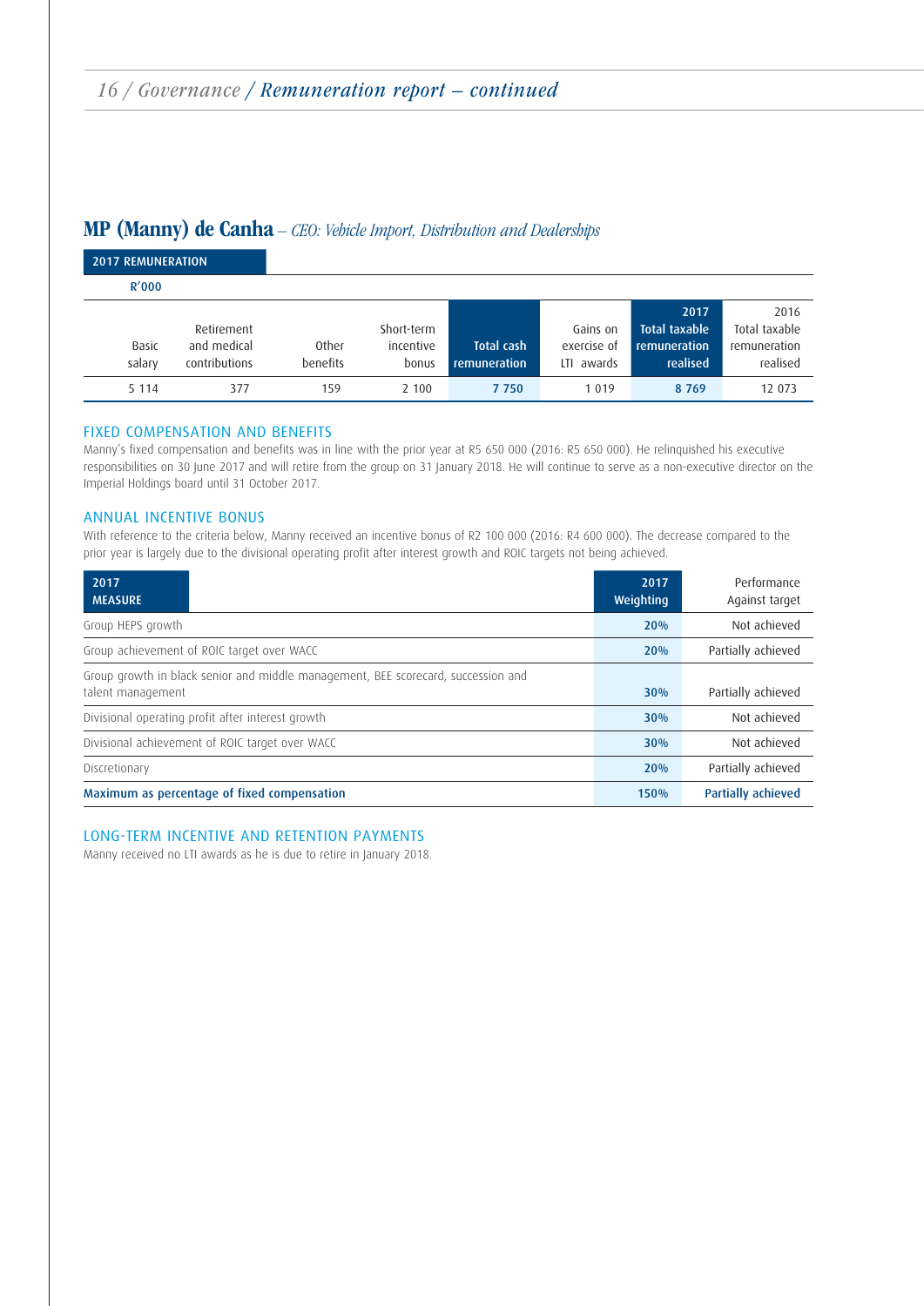## MP (Manny) de Canha – *CEO: Vehicle Import, Distribution and Dealerships*

**2017 REMUNERATION**

R'000

| Basic salary | Retirement and medical contributions | Other benefits | Short-term incentive bonus | **Total cash remuneration** | Gains on exercise of LTI awards | **2017 Total taxable remuneration realised** | 2016 Total taxable remuneration realised |
|---|---|---|---|---|---|---|---|
| 5 114 | 377 | 159 | 2 100 | **7 750** | 1 019 | **8 769** | 12 073 |

### FIXED COMPENSATION AND BENEFITS

Manny's fixed compensation and benefits was in line with the prior year at R5 650 000 (2016: R5 650 000). He relinquished his executive responsibilities on 30 June 2017 and will retire from the group on 31 January 2018. He will continue to serve as a non-executive director on the Imperial Holdings board until 31 October 2017.

### ANNUAL INCENTIVE BONUS

With reference to the criteria below, Manny received an incentive bonus of R2 100 000 (2016: R4 600 000). The decrease compared to the prior year is largely due to the divisional operating profit after interest growth and ROIC targets not being achieved.

| 2017 MEASURE | 2017 Weighting | Performance Against target |
|---|---|---|
| Group HEPS growth | 20% | Not achieved |
| Group achievement of ROIC target over WACC | 20% | Partially achieved |
| Group growth in black senior and middle management, BEE scorecard, succession and talent management | 30% | Partially achieved |
| Divisional operating profit after interest growth | 30% | Not achieved |
| Divisional achievement of ROIC target over WACC | 30% | Not achieved |
| Discretionary | 20% | Partially achieved |
| **Maximum as percentage of fixed compensation** | **150%** | **Partially achieved** |

### LONG-TERM INCENTIVE AND RETENTION PAYMENTS

Manny received no LTI awards as he is due to retire in January 2018.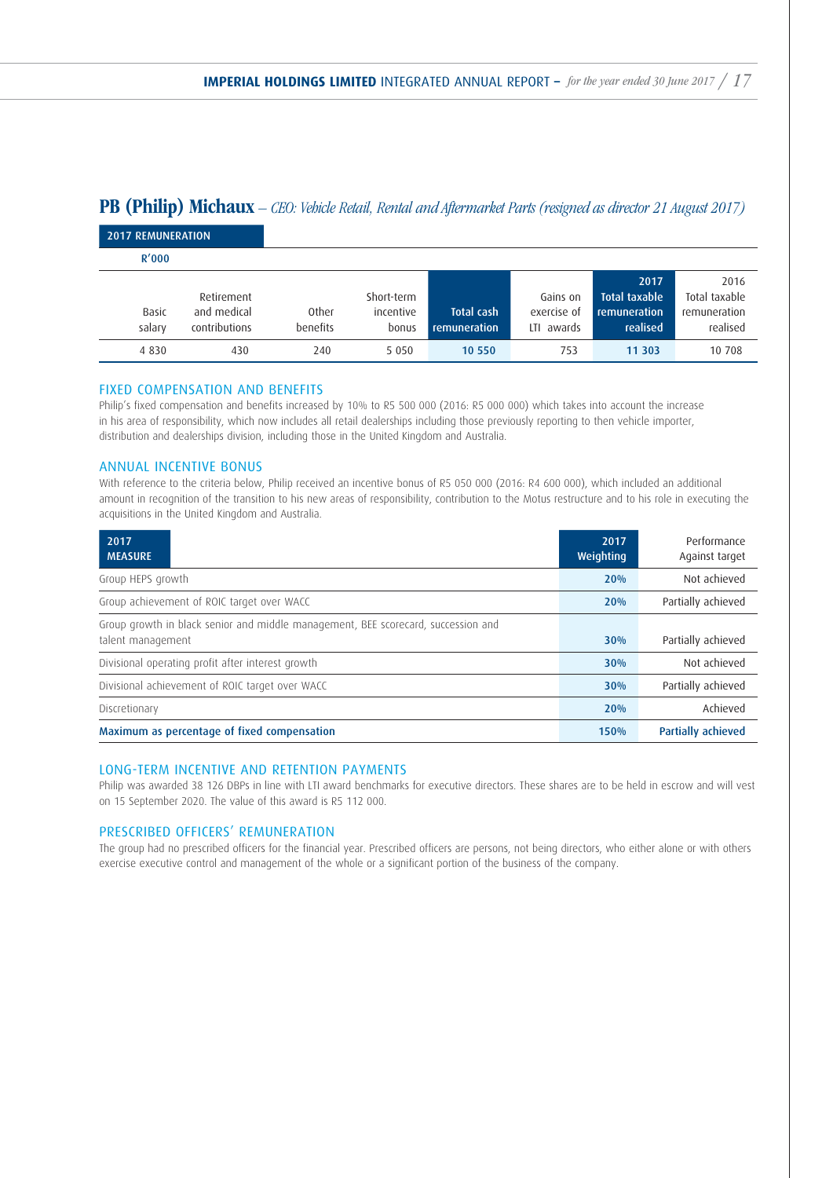## PB (Philip) Michaux – *CEO: Vehicle Retail, Rental and Aftermarket Parts (resigned as director 21 August 2017)*

**2017 REMUNERATION**

| R'000 Basic salary | Retirement and medical contributions | Other benefits | Short-term incentive bonus | Total cash remuneration | Gains on exercise of LTI awards | 2017 Total taxable remuneration realised | 2016 Total taxable remuneration realised |
|---|---|---|---|---|---|---|---|
| 4 830 | 430 | 240 | 5 050 | **10 550** | 753 | **11 303** | 10 708 |

### FIXED COMPENSATION AND BENEFITS

Philip's fixed compensation and benefits increased by 10% to R5 500 000 (2016: R5 000 000) which takes into account the increase in his area of responsibility, which now includes all retail dealerships including those previously reporting to then vehicle importer, distribution and dealerships division, including those in the United Kingdom and Australia.

### ANNUAL INCENTIVE BONUS

With reference to the criteria below, Philip received an incentive bonus of R5 050 000 (2016: R4 600 000), which included an additional amount in recognition of the transition to his new areas of responsibility, contribution to the Motus restructure and to his role in executing the acquisitions in the United Kingdom and Australia.

| 2017 MEASURE | 2017 Weighting | Performance Against target |
|---|---|---|
| Group HEPS growth | 20% | Not achieved |
| Group achievement of ROIC target over WACC | 20% | Partially achieved |
| Group growth in black senior and middle management, BEE scorecard, succession and talent management | 30% | Partially achieved |
| Divisional operating profit after interest growth | 30% | Not achieved |
| Divisional achievement of ROIC target over WACC | 30% | Partially achieved |
| Discretionary | 20% | Achieved |
| **Maximum as percentage of fixed compensation** | **150%** | **Partially achieved** |

### LONG-TERM INCENTIVE AND RETENTION PAYMENTS

Philip was awarded 38 126 DBPs in line with LTI award benchmarks for executive directors. These shares are to be held in escrow and will vest on 15 September 2020. The value of this award is R5 112 000.

### PRESCRIBED OFFICERS' REMUNERATION

The group had no prescribed officers for the financial year. Prescribed officers are persons, not being directors, who either alone or with others exercise executive control and management of the whole or a significant portion of the business of the company.